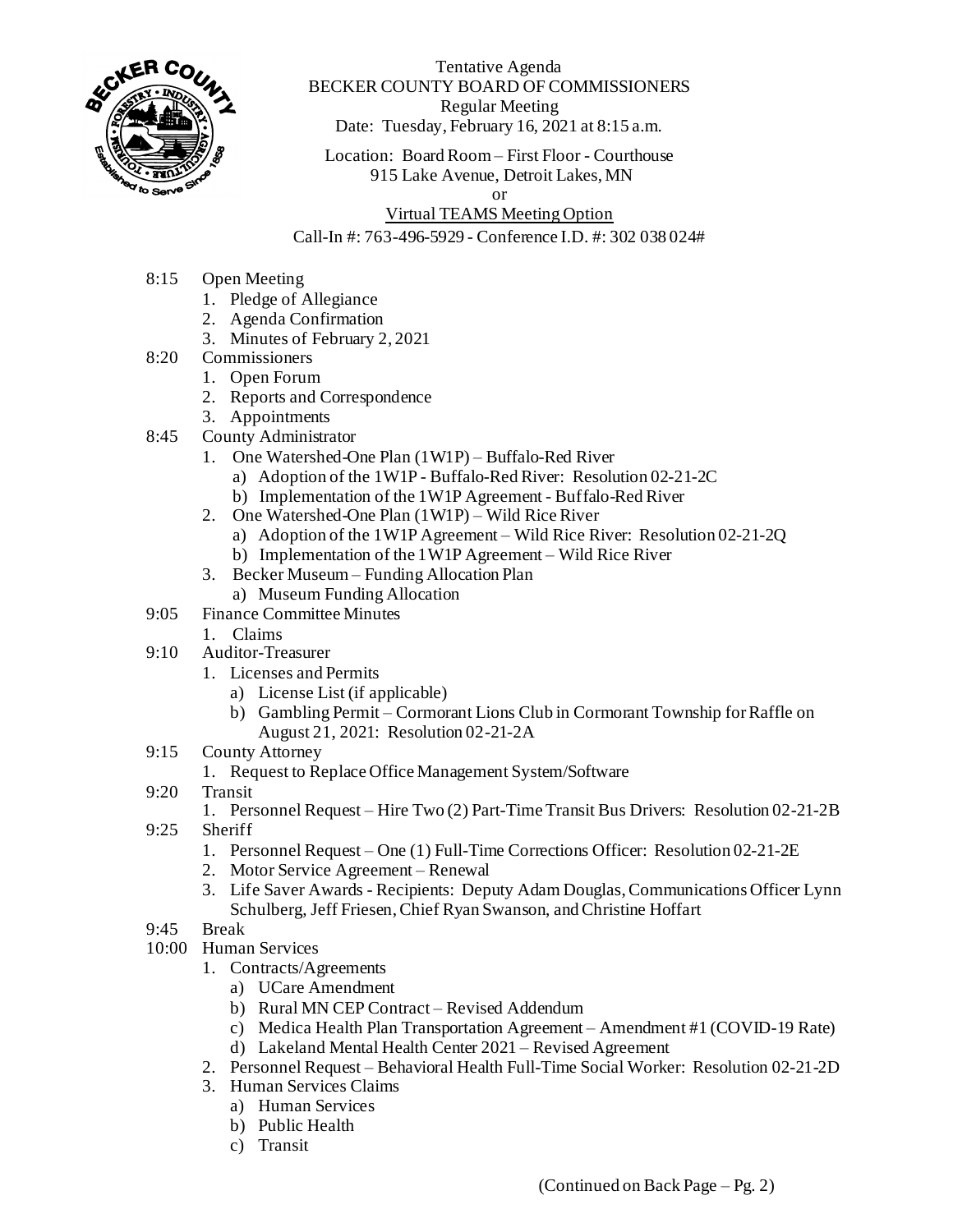Tentative Agenda
BECKER COUNTY BOARD OF COMMISSIONERS
Regular Meeting
Date: Tuesday, February 16, 2021 at 8:15 a.m.

Location: Board Room – First Floor - Courthouse
915 Lake Avenue, Detroit Lakes, MN
or
Virtual TEAMS Meeting Option
Call-In #: 763-496-5929 - Conference I.D. #: 302 038 024#

- 8:15 Open Meeting
  1. Pledge of Allegiance
  2. Agenda Confirmation
  3. Minutes of February 2, 2021
- 8:20 Commissioners
  1. Open Forum
  2. Reports and Correspondence
  3. Appointments
- 8:45 County Administrator
  1. One Watershed-One Plan (1W1P) – Buffalo-Red River
     a) Adoption of the 1W1P - Buffalo-Red River: Resolution 02-21-2C
     b) Implementation of the 1W1P Agreement - Buffalo-Red River
  2. One Watershed-One Plan (1W1P) – Wild Rice River
     a) Adoption of the 1W1P Agreement – Wild Rice River: Resolution 02-21-2Q
     b) Implementation of the 1W1P Agreement – Wild Rice River
  3. Becker Museum – Funding Allocation Plan
     a) Museum Funding Allocation
- 9:05 Finance Committee Minutes
  1. Claims
- 9:10 Auditor-Treasurer
  1. Licenses and Permits
     a) License List (if applicable)
     b) Gambling Permit – Cormorant Lions Club in Cormorant Township for Raffle on August 21, 2021: Resolution 02-21-2A
- 9:15 County Attorney
  1. Request to Replace Office Management System/Software
- 9:20 Transit
  1. Personnel Request – Hire Two (2) Part-Time Transit Bus Drivers: Resolution 02-21-2B
- 9:25 Sheriff
  1. Personnel Request – One (1) Full-Time Corrections Officer: Resolution 02-21-2E
  2. Motor Service Agreement – Renewal
  3. Life Saver Awards - Recipients: Deputy Adam Douglas, Communications Officer Lynn Schulberg, Jeff Friesen, Chief Ryan Swanson, and Christine Hoffart
- 9:45 Break
- 10:00 Human Services
  1. Contracts/Agreements
     a) UCare Amendment
     b) Rural MN CEP Contract – Revised Addendum
     c) Medica Health Plan Transportation Agreement – Amendment #1 (COVID-19 Rate)
     d) Lakeland Mental Health Center 2021 – Revised Agreement
  2. Personnel Request – Behavioral Health Full-Time Social Worker: Resolution 02-21-2D
  3. Human Services Claims
     a) Human Services
     b) Public Health
     c) Transit

(Continued on Back Page – Pg. 2)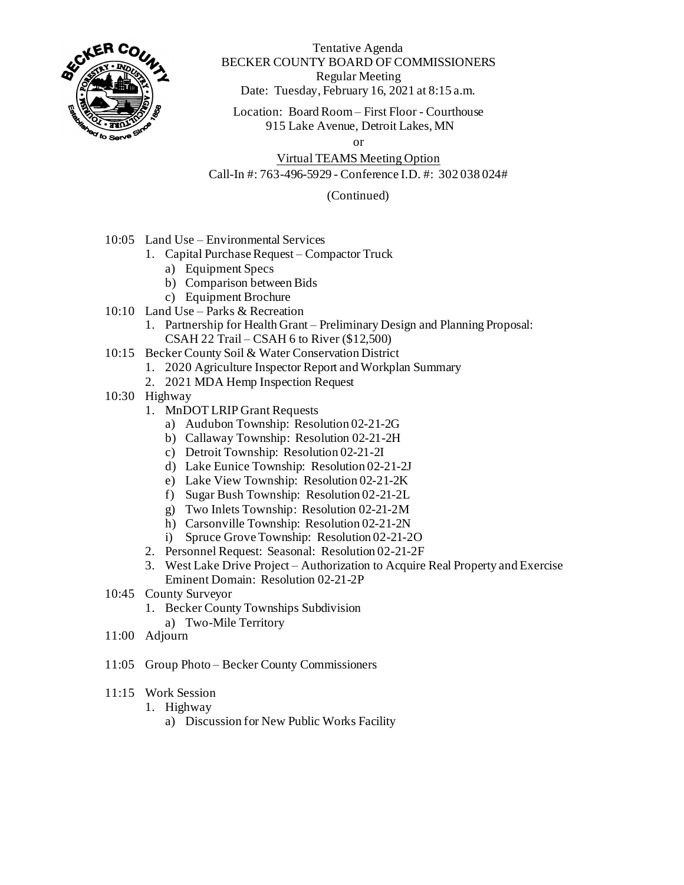Tentative Agenda
BECKER COUNTY BOARD OF COMMISSIONERS
Regular Meeting
Date: Tuesday, February 16, 2021 at 8:15 a.m.

Location: Board Room – First Floor - Courthouse
915 Lake Avenue, Detroit Lakes, MN
or
Virtual TEAMS Meeting Option
Call-In #: 763-496-5929 - Conference I.D. #: 302 038 024#

(Continued)

10:05 Land Use – Environmental Services
1. Capital Purchase Request – Compactor Truck
   a) Equipment Specs
   b) Comparison between Bids
   c) Equipment Brochure

10:10 Land Use – Parks & Recreation
1. Partnership for Health Grant – Preliminary Design and Planning Proposal: CSAH 22 Trail – CSAH 6 to River ($12,500)

10:15 Becker County Soil & Water Conservation District
1. 2020 Agriculture Inspector Report and Workplan Summary
2. 2021 MDA Hemp Inspection Request

10:30 Highway
1. MnDOT LRIP Grant Requests
   a) Audubon Township: Resolution 02-21-2G
   b) Callaway Township: Resolution 02-21-2H
   c) Detroit Township: Resolution 02-21-2I
   d) Lake Eunice Township: Resolution 02-21-2J
   e) Lake View Township: Resolution 02-21-2K
   f) Sugar Bush Township: Resolution 02-21-2L
   g) Two Inlets Township: Resolution 02-21-2M
   h) Carsonville Township: Resolution 02-21-2N
   i) Spruce Grove Township: Resolution 02-21-2O
2. Personnel Request: Seasonal: Resolution 02-21-2F
3. West Lake Drive Project – Authorization to Acquire Real Property and Exercise Eminent Domain: Resolution 02-21-2P

10:45 County Surveyor
1. Becker County Townships Subdivision
   a) Two-Mile Territory

11:00 Adjourn

11:05 Group Photo – Becker County Commissioners

11:15 Work Session
1. Highway
   a) Discussion for New Public Works Facility